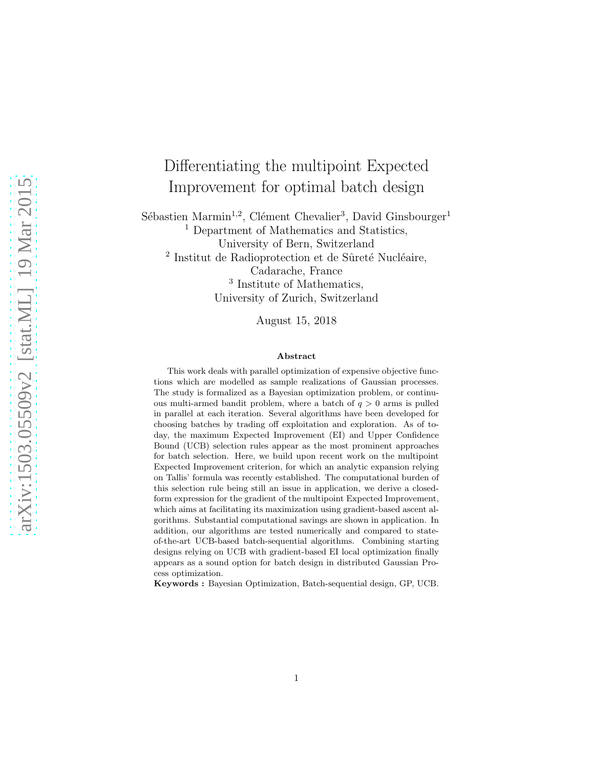# Differentiating the multipoint Expected Improvement for optimal batch design

Sébastien Marmin[1,2], Clément Chevalier[3], David Ginsbourger[1]

[1] Department of Mathematics and Statistics, University of Bern, Switzerland

[2] Institut de Radioprotection et de Sûreté Nucléaire, Cadarache, France

[3] Institute of Mathematics, University of Zurich, Switzerland

August 15, 2018

### Abstract

This work deals with parallel optimization of expensive objective functions which are modelled as sample realizations of Gaussian processes. The study is formalized as a Bayesian optimization problem, or continuous multi-armed bandit problem, where a batch of $q > 0$ arms is pulled in parallel at each iteration. Several algorithms have been developed for choosing batches by trading off exploitation and exploration. As of today, the maximum Expected Improvement (EI) and Upper Confidence Bound (UCB) selection rules appear as the most prominent approaches for batch selection. Here, we build upon recent work on the multipoint Expected Improvement criterion, for which an analytic expansion relying on Tallis' formula was recently established. The computational burden of this selection rule being still an issue in application, we derive a closed-form expression for the gradient of the multipoint Expected Improvement, which aims at facilitating its maximization using gradient-based ascent algorithms. Substantial computational savings are shown in application. In addition, our algorithms are tested numerically and compared to state-of-the-art UCB-based batch-sequential algorithms. Combining starting designs relying on UCB with gradient-based EI local optimization finally appears as a sound option for batch design in distributed Gaussian Process optimization.

**Keywords :** Bayesian Optimization, Batch-sequential design, GP, UCB.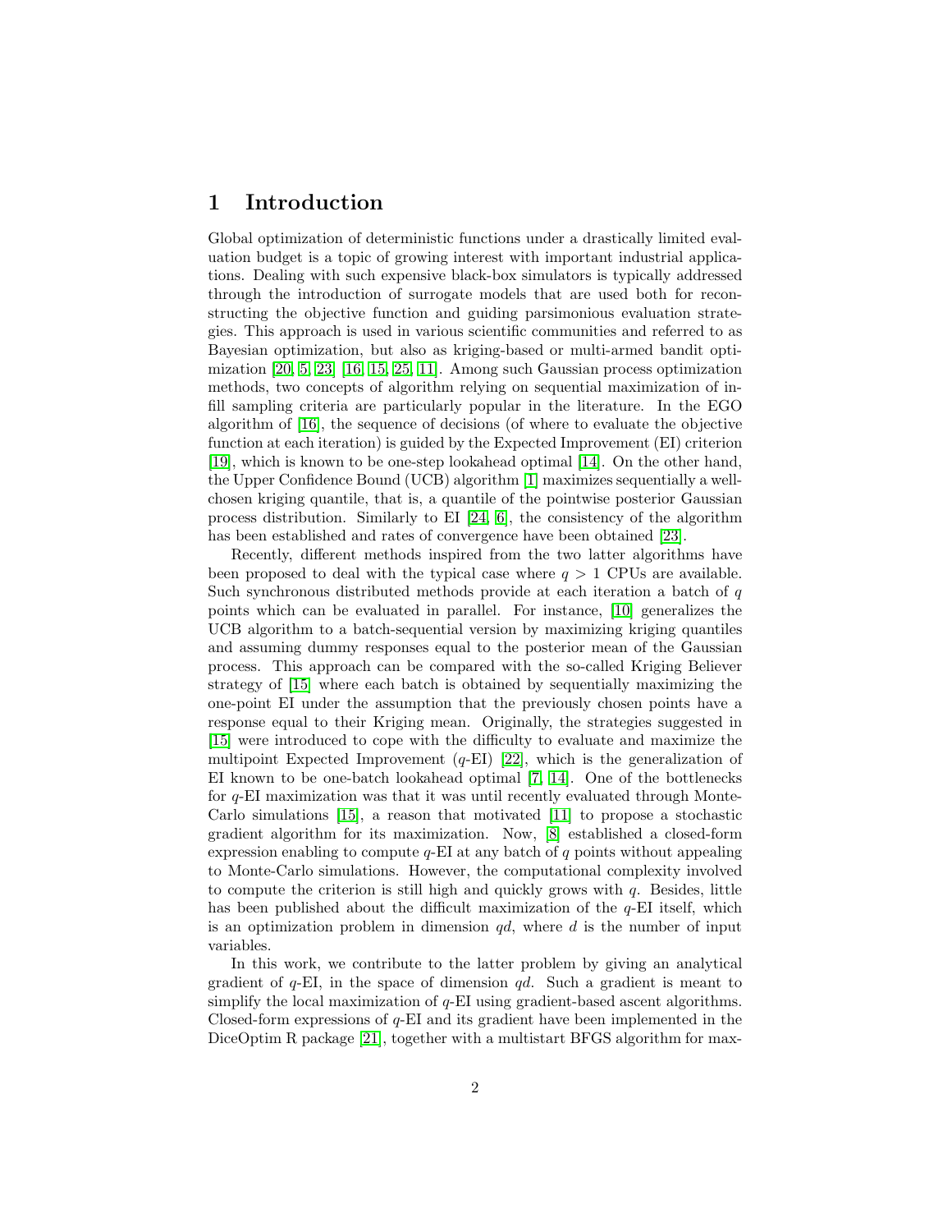# 1 Introduction

Global optimization of deterministic functions under a drastically limited evaluation budget is a topic of growing interest with important industrial applications. Dealing with such expensive black-box simulators is typically addressed through the introduction of surrogate models that are used both for reconstructing the objective function and guiding parsimonious evaluation strategies. This approach is used in various scientific communities and referred to as Bayesian optimization, but also as kriging-based or multi-armed bandit optimization [20, 5, 23] [16, 15, 25, 11]. Among such Gaussian process optimization methods, two concepts of algorithm relying on sequential maximization of infill sampling criteria are particularly popular in the literature. In the EGO algorithm of [16], the sequence of decisions (of where to evaluate the objective function at each iteration) is guided by the Expected Improvement (EI) criterion [19], which is known to be one-step lookahead optimal [14]. On the other hand, the Upper Confidence Bound (UCB) algorithm [1] maximizes sequentially a well-chosen kriging quantile, that is, a quantile of the pointwise posterior Gaussian process distribution. Similarly to EI [24, 6], the consistency of the algorithm has been established and rates of convergence have been obtained [23].

Recently, different methods inspired from the two latter algorithms have been proposed to deal with the typical case where $q > 1$ CPUs are available. Such synchronous distributed methods provide at each iteration a batch of $q$ points which can be evaluated in parallel. For instance, [10] generalizes the UCB algorithm to a batch-sequential version by maximizing kriging quantiles and assuming dummy responses equal to the posterior mean of the Gaussian process. This approach can be compared with the so-called Kriging Believer strategy of [15] where each batch is obtained by sequentially maximizing the one-point EI under the assumption that the previously chosen points have a response equal to their Kriging mean. Originally, the strategies suggested in [15] were introduced to cope with the difficulty to evaluate and maximize the multipoint Expected Improvement ($q$-EI) [22], which is the generalization of EI known to be one-batch lookahead optimal [7, 14]. One of the bottlenecks for $q$-EI maximization was that it was until recently evaluated through Monte-Carlo simulations [15], a reason that motivated [11] to propose a stochastic gradient algorithm for its maximization. Now, [8] established a closed-form expression enabling to compute $q$-EI at any batch of $q$ points without appealing to Monte-Carlo simulations. However, the computational complexity involved to compute the criterion is still high and quickly grows with $q$. Besides, little has been published about the difficult maximization of the $q$-EI itself, which is an optimization problem in dimension $qd$, where $d$ is the number of input variables.

In this work, we contribute to the latter problem by giving an analytical gradient of $q$-EI, in the space of dimension $qd$. Such a gradient is meant to simplify the local maximization of $q$-EI using gradient-based ascent algorithms. Closed-form expressions of $q$-EI and its gradient have been implemented in the DiceOptim R package [21], together with a multistart BFGS algorithm for max-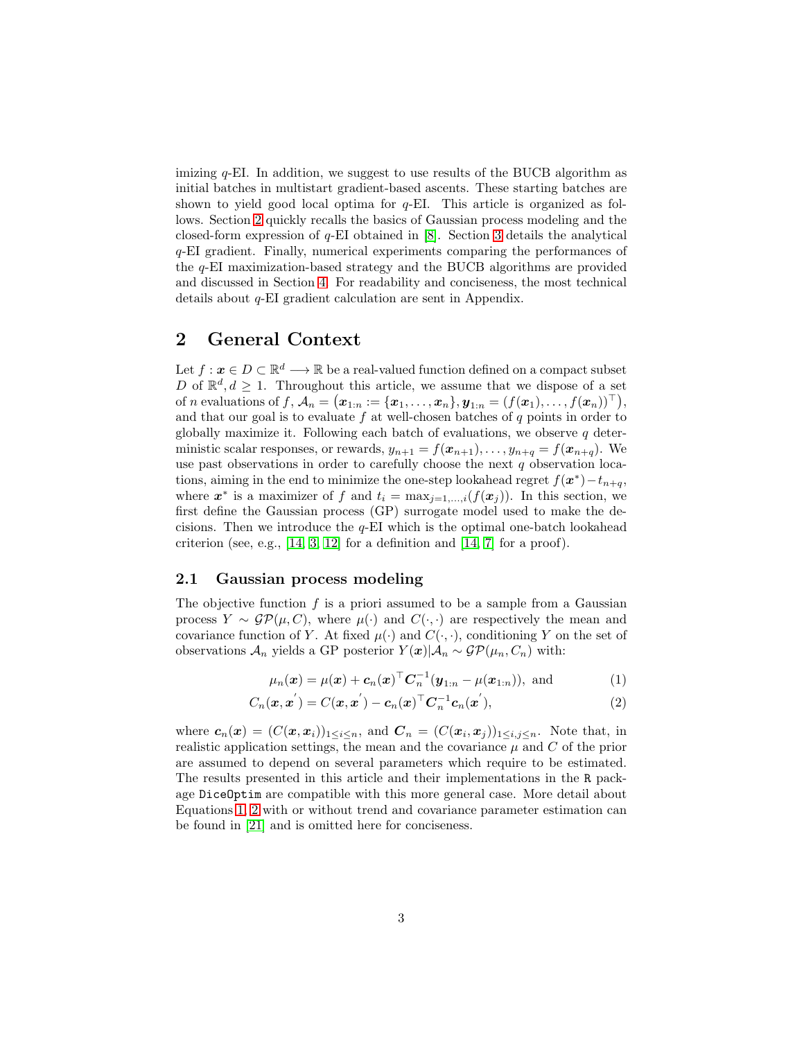imizing $q$-EI. In addition, we suggest to use results of the BUCB algorithm as initial batches in multistart gradient-based ascents. These starting batches are shown to yield good local optima for $q$-EI. This article is organized as follows. Section 2 quickly recalls the basics of Gaussian process modeling and the closed-form expression of $q$-EI obtained in [8]. Section 3 details the analytical $q$-EI gradient. Finally, numerical experiments comparing the performances of the $q$-EI maximization-based strategy and the BUCB algorithms are provided and discussed in Section 4. For readability and conciseness, the most technical details about $q$-EI gradient calculation are sent in Appendix.

## 2 General Context

Let $f : \boldsymbol{x} \in D \subset \mathbb{R}^d \longrightarrow \mathbb{R}$ be a real-valued function defined on a compact subset $D$ of $\mathbb{R}^d, d \geq 1$. Throughout this article, we assume that we dispose of a set of $n$ evaluations of $f$, $\mathcal{A}_n = \left(\boldsymbol{x}_{1:n} := \{\boldsymbol{x}_1, \ldots, \boldsymbol{x}_n\}, \boldsymbol{y}_{1:n} = (f(\boldsymbol{x}_1), \ldots, f(\boldsymbol{x}_n))^\top\right)$, and that our goal is to evaluate $f$ at well-chosen batches of $q$ points in order to globally maximize it. Following each batch of evaluations, we observe $q$ deterministic scalar responses, or rewards, $y_{n+1} = f(\boldsymbol{x}_{n+1}), \ldots, y_{n+q} = f(\boldsymbol{x}_{n+q})$. We use past observations in order to carefully choose the next $q$ observation locations, aiming in the end to minimize the one-step lookahead regret $f(\boldsymbol{x}^*) - t_{n+q}$, where $\boldsymbol{x}^*$ is a maximizer of $f$ and $t_i = \max_{j=1,\ldots,i}(f(\boldsymbol{x}_j))$. In this section, we first define the Gaussian process (GP) surrogate model used to make the decisions. Then we introduce the $q$-EI which is the optimal one-batch lookahead criterion (see, e.g., [14, 3, 12] for a definition and [14, 7] for a proof).

### 2.1 Gaussian process modeling

The objective function $f$ is a priori assumed to be a sample from a Gaussian process $Y \sim \mathcal{GP}(\mu, C)$, where $\mu(\cdot)$ and $C(\cdot,\cdot)$ are respectively the mean and covariance function of $Y$. At fixed $\mu(\cdot)$ and $C(\cdot,\cdot)$, conditioning $Y$ on the set of observations $\mathcal{A}_n$ yields a GP posterior $Y(\boldsymbol{x})|\mathcal{A}_n \sim \mathcal{GP}(\mu_n, C_n)$ with:

$$\mu_n(\boldsymbol{x}) = \mu(\boldsymbol{x}) + \boldsymbol{c}_n(\boldsymbol{x})^\top \boldsymbol{C}_n^{-1}(\boldsymbol{y}_{1:n} - \mu(\boldsymbol{x}_{1:n})), \text{ and} \tag{1}$$

$$C_n(\boldsymbol{x}, \boldsymbol{x}^{'}) = C(\boldsymbol{x}, \boldsymbol{x}^{'}) - \boldsymbol{c}_n(\boldsymbol{x})^\top \boldsymbol{C}_n^{-1} \boldsymbol{c}_n(\boldsymbol{x}^{'}), \tag{2}$$

where $\boldsymbol{c}_n(\boldsymbol{x}) = (C(\boldsymbol{x}, \boldsymbol{x}_i))_{1 \leq i \leq n}$, and $\boldsymbol{C}_n = (C(\boldsymbol{x}_i, \boldsymbol{x}_j))_{1 \leq i,j \leq n}$. Note that, in realistic application settings, the mean and the covariance $\mu$ and $C$ of the prior are assumed to depend on several parameters which require to be estimated. The results presented in this article and their implementations in the R package DiceOptim are compatible with this more general case. More detail about Equations 1, 2 with or without trend and covariance parameter estimation can be found in [21] and is omitted here for conciseness.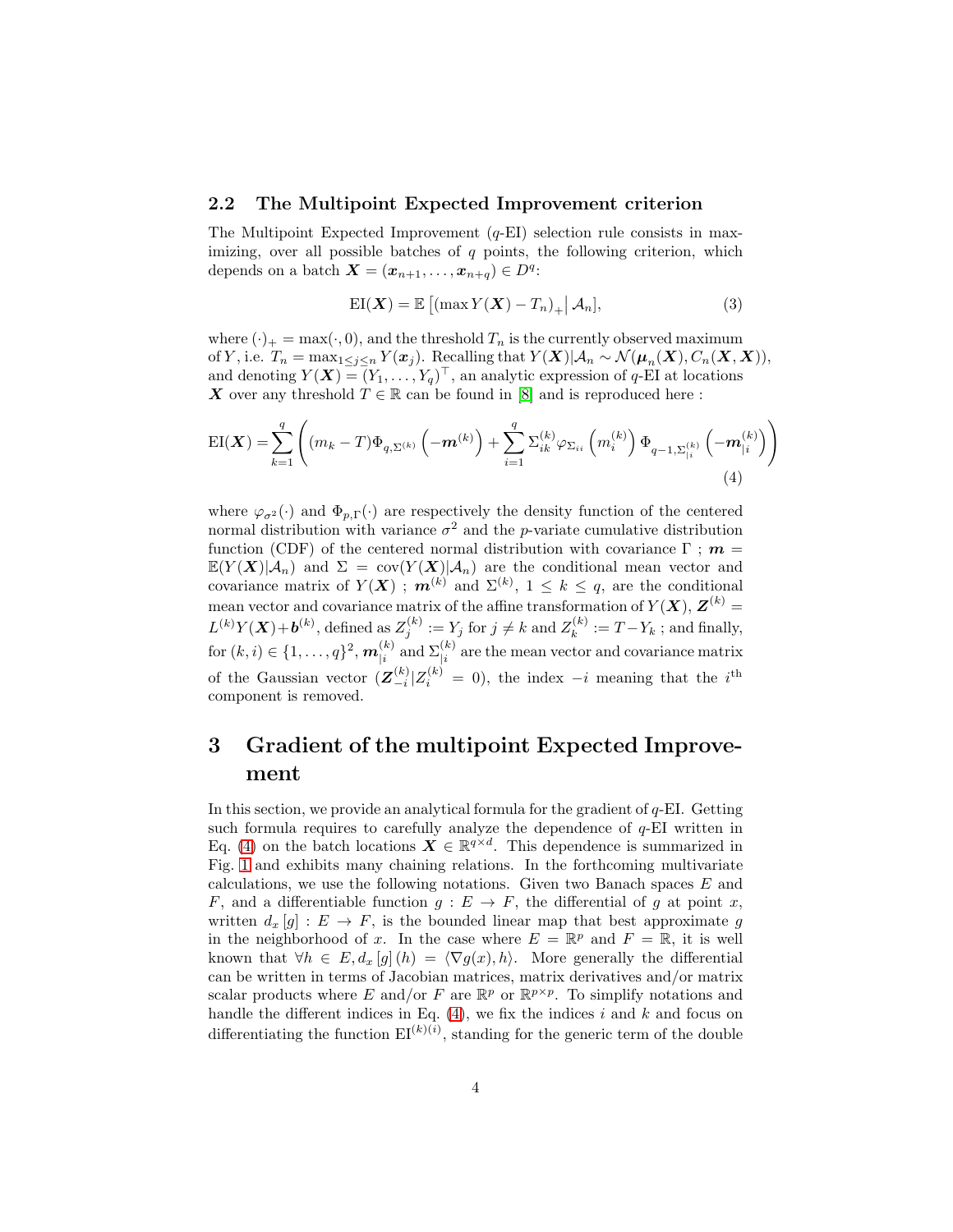### 2.2 The Multipoint Expected Improvement criterion

The Multipoint Expected Improvement ($q$-EI) selection rule consists in maximizing, over all possible batches of $q$ points, the following criterion, which depends on a batch $\boldsymbol{X} = (\boldsymbol{x}_{n+1}, \dots, \boldsymbol{x}_{n+q}) \in D^q$:

$$\mathrm{EI}(\boldsymbol{X}) = \mathbb{E}\left[ (\max Y(\boldsymbol{X}) - T_n)_+ \middle| \mathcal{A}_n \right], \tag{3}$$

where $(\cdot)_+ = \max(\cdot, 0)$, and the threshold $T_n$ is the currently observed maximum of $Y$, i.e. $T_n = \max_{1 \le j \le n} Y(\boldsymbol{x}_j)$. Recalling that $Y(\boldsymbol{X})|\mathcal{A}_n \sim \mathcal{N}(\boldsymbol{\mu}_n(\boldsymbol{X}), C_n(\boldsymbol{X}, \boldsymbol{X}))$, and denoting $Y(\boldsymbol{X}) = (Y_1, \dots, Y_q)^\top$, an analytic expression of $q$-EI at locations $\boldsymbol{X}$ over any threshold $T \in \mathbb{R}$ can be found in [8] and is reproduced here :

$$\mathrm{EI}(\boldsymbol{X}) = \sum_{k=1}^{q} \left( (m_k - T) \Phi_{q, \Sigma^{(k)}} \left( -\boldsymbol{m}^{(k)} \right) + \sum_{i=1}^{q} \Sigma_{ik}^{(k)} \varphi_{\Sigma_{ii}} \left( m_i^{(k)} \right) \Phi_{q-1, \Sigma_{|i}^{(k)}} \left( -\boldsymbol{m}_{|i}^{(k)} \right) \right) \tag{4}$$

where $\varphi_{\sigma^2}(\cdot)$ and $\Phi_{p,\Gamma}(\cdot)$ are respectively the density function of the centered normal distribution with variance $\sigma^2$ and the $p$-variate cumulative distribution function (CDF) of the centered normal distribution with covariance $\Gamma$ ; $\boldsymbol{m} = \mathbb{E}(Y(\boldsymbol{X})|\mathcal{A}_n)$ and $\Sigma = \mathrm{cov}(Y(\boldsymbol{X})|\mathcal{A}_n)$ are the conditional mean vector and covariance matrix of $Y(\boldsymbol{X})$ ; $\boldsymbol{m}^{(k)}$ and $\Sigma^{(k)}$, $1 \le k \le q$, are the conditional mean vector and covariance matrix of the affine transformation of $Y(\boldsymbol{X})$, $\boldsymbol{Z}^{(k)} = L^{(k)} Y(\boldsymbol{X}) + \boldsymbol{b}^{(k)}$, defined as $Z_j^{(k)} := Y_j$ for $j \neq k$ and $Z_k^{(k)} := T - Y_k$ ; and finally, for $(k, i) \in \{1, \dots, q\}^2$, $\boldsymbol{m}_{|i}^{(k)}$ and $\Sigma_{|i}^{(k)}$ are the mean vector and covariance matrix of the Gaussian vector $(\boldsymbol{Z}_{-i}^{(k)} | Z_i^{(k)} = 0)$, the index $-i$ meaning that the $i^{\text{th}}$ component is removed.

# 3 Gradient of the multipoint Expected Improvement

In this section, we provide an analytical formula for the gradient of $q$-EI. Getting such formula requires to carefully analyze the dependence of $q$-EI written in Eq. (4) on the batch locations $\boldsymbol{X} \in \mathbb{R}^{q \times d}$. This dependence is summarized in Fig. 1 and exhibits many chaining relations. In the forthcoming multivariate calculations, we use the following notations. Given two Banach spaces $E$ and $F$, and a differentiable function $g : E \to F$, the differential of $g$ at point $x$, written $d_x[g] : E \to F$, is the bounded linear map that best approximate $g$ in the neighborhood of $x$. In the case where $E = \mathbb{R}^p$ and $F = \mathbb{R}$, it is well known that $\forall h \in E, d_x[g](h) = \langle \nabla g(x), h \rangle$. More generally the differential can be written in terms of Jacobian matrices, matrix derivatives and/or matrix scalar products where $E$ and/or $F$ are $\mathbb{R}^p$ or $\mathbb{R}^{p \times p}$. To simplify notations and handle the different indices in Eq. (4), we fix the indices $i$ and $k$ and focus on differentiating the function $\mathrm{EI}^{(k)(i)}$, standing for the generic term of the double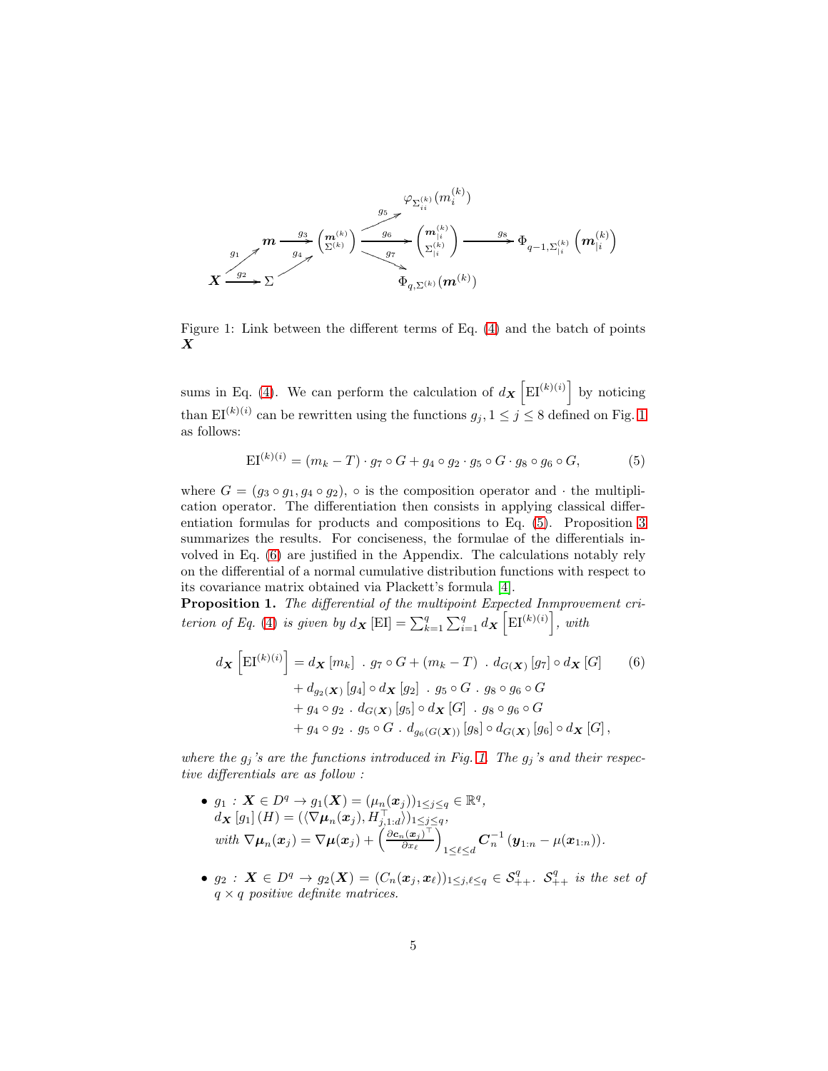$$
\begin{array}{ccccccc}
 & & & & \varphi_{\Sigma^{(k)}_{ii}}(m^{(k)}_i) & & \\
 & & & \overset{g_5}{\nearrow} & & & \\
 & \boldsymbol{m} & \xrightarrow{g_3} & \begin{pmatrix}\boldsymbol{m}^{(k)}\\ \Sigma^{(k)}\end{pmatrix} & \xrightarrow{g_6} & \begin{pmatrix}\boldsymbol{m}^{(k)}_{|i}\\ \Sigma^{(k)}_{|i}\end{pmatrix} & \xrightarrow{g_8} \Phi_{q-1,\Sigma^{(k)}_{|i}}\left(\boldsymbol{m}^{(k)}_{|i}\right) \\
 \overset{g_1}{\nearrow} & & \overset{g_4}{\nearrow} & & \overset{g_7}{\searrow} & & \\
\boldsymbol{X} \xrightarrow{g_2} \Sigma & & & & \Phi_{q,\Sigma^{(k)}}(\boldsymbol{m}^{(k)}) & &
\end{array}
$$

Figure 1: Link between the different terms of Eq. (4) and the batch of points $\boldsymbol{X}$

sums in Eq. (4). We can perform the calculation of $d_{\boldsymbol{X}}\left[\mathrm{EI}^{(k)(i)}\right]$ by noticing than $\mathrm{EI}^{(k)(i)}$ can be rewritten using the functions $g_j, 1 \leq j \leq 8$ defined on Fig. 1 as follows:

$$
\mathrm{EI}^{(k)(i)} = (m_k - T) \cdot g_7 \circ G + g_4 \circ g_2 \cdot g_5 \circ G \cdot g_8 \circ g_6 \circ G, \tag{5}
$$

where $G = (g_3 \circ g_1, g_4 \circ g_2)$, $\circ$ is the composition operator and $\cdot$ the multiplication operator. The differentiation then consists in applying classical differentiation formulas for products and compositions to Eq. (5). Proposition 3 summarizes the results. For conciseness, the formulae of the differentials involved in Eq. (6) are justified in the Appendix. The calculations notably rely on the differential of a normal cumulative distribution functions with respect to its covariance matrix obtained via Plackett's formula [4].

**Proposition 1.** *The differential of the multipoint Expected Inmprovement criterion of Eq. (4) is given by* $d_{\boldsymbol{X}}[\mathrm{EI}] = \sum_{k=1}^{q}\sum_{i=1}^{q} d_{\boldsymbol{X}}\left[\mathrm{EI}^{(k)(i)}\right]$*, with*

$$
\begin{aligned}
d_{\boldsymbol{X}}\left[\mathrm{EI}^{(k)(i)}\right] = {} & d_{\boldsymbol{X}}[m_k] \ . \ g_7 \circ G + (m_k - T) \ . \ d_{G(\boldsymbol{X})}[g_7] \circ d_{\boldsymbol{X}}[G] \\
& + d_{g_2(\boldsymbol{X})}[g_4] \circ d_{\boldsymbol{X}}[g_2] \ . \ g_5 \circ G \ . \ g_8 \circ g_6 \circ G \\
& + g_4 \circ g_2 \ . \ d_{G(\boldsymbol{X})}[g_5] \circ d_{\boldsymbol{X}}[G] \ . \ g_8 \circ g_6 \circ G \\
& + g_4 \circ g_2 \ . \ g_5 \circ G \ . \ d_{g_6(G(\boldsymbol{X}))}[g_8] \circ d_{G(\boldsymbol{X})}[g_6] \circ d_{\boldsymbol{X}}[G],
\end{aligned} \tag{6}
$$

*where the $g_j$'s are the functions introduced in Fig. 1. The $g_j$'s and their respective differentials are as follow :*

- $g_1 : \boldsymbol{X} \in D^q \to g_1(\boldsymbol{X}) = (\mu_n(\boldsymbol{x}_j))_{1\leq j \leq q} \in \mathbb{R}^q$,
  $d_{\boldsymbol{X}}[g_1](H) = (\langle \nabla \boldsymbol{\mu}_n(\boldsymbol{x}_j), H^{\top}_{j,1:d}\rangle)_{1\leq j\leq q}$,
  *with* $\nabla \boldsymbol{\mu}_n(\boldsymbol{x}_j) = \nabla \boldsymbol{\mu}(\boldsymbol{x}_j) + \left(\frac{\partial \boldsymbol{c}_n(\boldsymbol{x}_j)^{\top}}{\partial x_\ell}\right)_{1\leq \ell \leq d} \boldsymbol{C}_n^{-1}(\boldsymbol{y}_{1:n} - \mu(\boldsymbol{x}_{1:n}))$.

- $g_2 : \boldsymbol{X} \in D^q \to g_2(\boldsymbol{X}) = (C_n(\boldsymbol{x}_j, \boldsymbol{x}_\ell))_{1\leq j,\ell\leq q} \in \mathcal{S}^q_{++}$. *$\mathcal{S}^q_{++}$ is the set of $q \times q$ positive definite matrices.*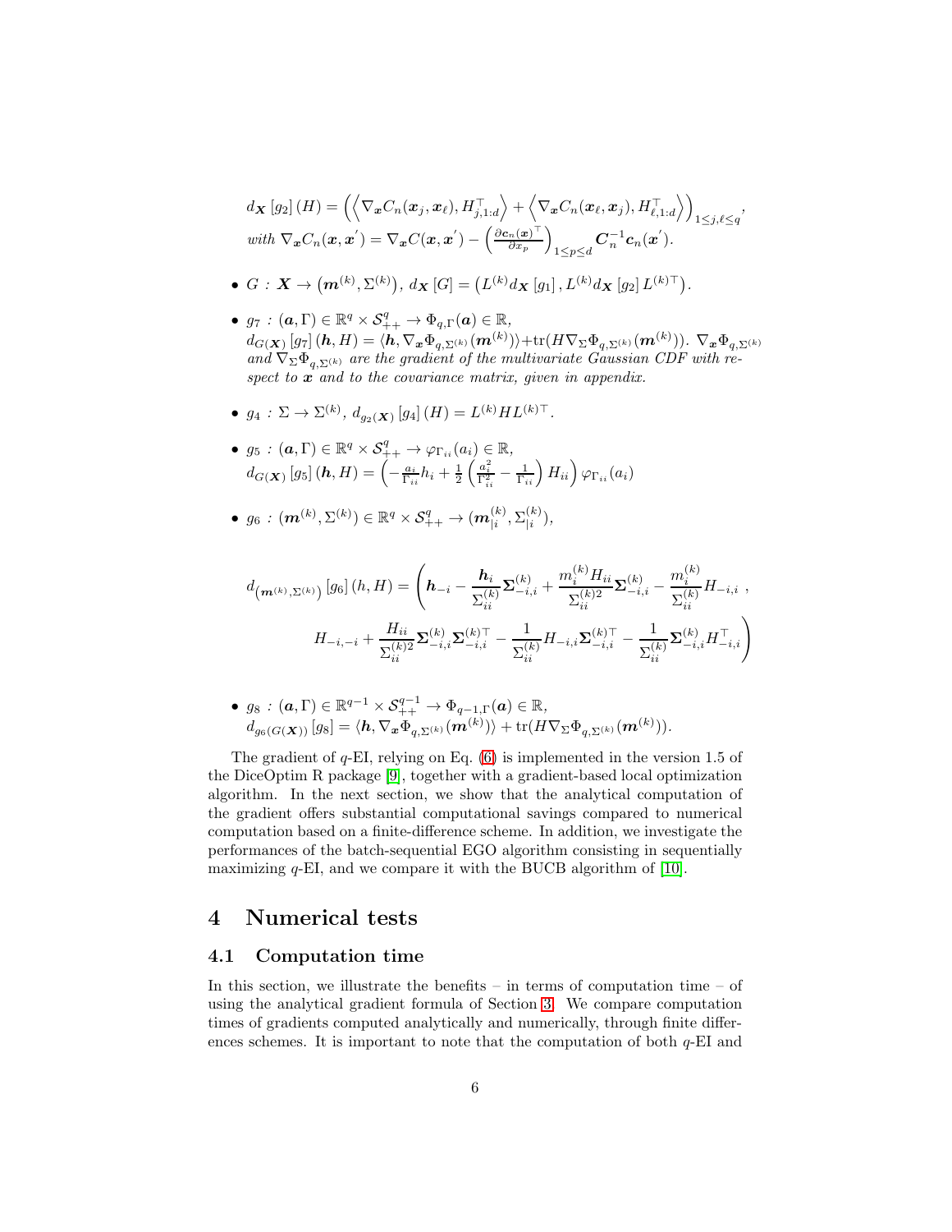$$d_{\boldsymbol{X}}\left[g_2\right](H) = \left(\left\langle \nabla_{\boldsymbol{x}} C_n(\boldsymbol{x}_j, \boldsymbol{x}_\ell), H_{j,1:d}^\top \right\rangle + \left\langle \nabla_{\boldsymbol{x}} C_n(\boldsymbol{x}_\ell, \boldsymbol{x}_j), H_{\ell,1:d}^\top \right\rangle\right)_{1\leq j,\ell \leq q},$$

*with* $\nabla_{\boldsymbol{x}} C_n(\boldsymbol{x}, \boldsymbol{x}') = \nabla_{\boldsymbol{x}} C(\boldsymbol{x}, \boldsymbol{x}') - \left(\frac{\partial \boldsymbol{c}_n(\boldsymbol{x})^\top}{\partial x_p}\right)_{1\leq p\leq d} \boldsymbol{C}_n^{-1}\boldsymbol{c}_n(\boldsymbol{x}')$.

- $G : \boldsymbol{X} \to \left(\boldsymbol{m}^{(k)}, \Sigma^{(k)}\right)$, $d_{\boldsymbol{X}}\left[G\right] = \left(L^{(k)} d_{\boldsymbol{X}}\left[g_1\right], L^{(k)} d_{\boldsymbol{X}}\left[g_2\right] L^{(k)\top}\right)$.

- $g_7 : (\boldsymbol{a}, \Gamma) \in \mathbb{R}^q \times \mathcal{S}_{++}^q \to \Phi_{q,\Gamma}(\boldsymbol{a}) \in \mathbb{R}$,
  $d_{G(\boldsymbol{X})}\left[g_7\right](\boldsymbol{h}, H) = \langle \boldsymbol{h}, \nabla_{\boldsymbol{x}} \Phi_{q,\Sigma^{(k)}}(\boldsymbol{m}^{(k)})\rangle + \operatorname{tr}(H \nabla_\Sigma \Phi_{q,\Sigma^{(k)}}(\boldsymbol{m}^{(k)}))$. $\nabla_{\boldsymbol{x}} \Phi_{q,\Sigma^{(k)}}$ *and* $\nabla_\Sigma \Phi_{q,\Sigma^{(k)}}$ *are the gradient of the multivariate Gaussian CDF with respect to* $\boldsymbol{x}$ *and to the covariance matrix, given in appendix.*

- $g_4 : \Sigma \to \Sigma^{(k)}$, $d_{g_2(\boldsymbol{X})}\left[g_4\right](H) = L^{(k)} H L^{(k)\top}$.

- $g_5 : (\boldsymbol{a}, \Gamma) \in \mathbb{R}^q \times \mathcal{S}_{++}^q \to \varphi_{\Gamma_{ii}}(a_i) \in \mathbb{R}$,
  $d_{G(\boldsymbol{X})}\left[g_5\right](\boldsymbol{h}, H) = \left(-\frac{a_i}{\Gamma_{ii}} h_i + \frac{1}{2}\left(\frac{a_i^2}{\Gamma_{ii}^2} - \frac{1}{\Gamma_{ii}}\right) H_{ii}\right)\varphi_{\Gamma_{ii}}(a_i)$

- $g_6 : (\boldsymbol{m}^{(k)}, \Sigma^{(k)}) \in \mathbb{R}^q \times \mathcal{S}_{++}^q \to (\boldsymbol{m}_{|i}^{(k)}, \Sigma_{|i}^{(k)})$,

$$d_{\left(\boldsymbol{m}^{(k)}, \Sigma^{(k)}\right)}\left[g_6\right](h, H) = \left(\boldsymbol{h}_{-i} - \frac{\boldsymbol{h}_i}{\Sigma_{ii}^{(k)}}\boldsymbol{\Sigma}_{-i,i}^{(k)} + \frac{m_i^{(k)} H_{ii}}{\Sigma_{ii}^{(k)2}}\boldsymbol{\Sigma}_{-i,i}^{(k)} - \frac{m_i^{(k)}}{\Sigma_{ii}^{(k)}} H_{-i,i}\ ,\right.$$
$$\left. H_{-i,-i} + \frac{H_{ii}}{\Sigma_{ii}^{(k)2}}\boldsymbol{\Sigma}_{-i,i}^{(k)}\boldsymbol{\Sigma}_{-i,i}^{(k)\top} - \frac{1}{\Sigma_{ii}^{(k)}} H_{-i,i}\boldsymbol{\Sigma}_{-i,i}^{(k)\top} - \frac{1}{\Sigma_{ii}^{(k)}}\boldsymbol{\Sigma}_{-i,i}^{(k)} H_{-i,i}^\top\right)$$

- $g_8 : (\boldsymbol{a}, \Gamma) \in \mathbb{R}^{q-1} \times \mathcal{S}_{++}^{q-1} \to \Phi_{q-1,\Gamma}(\boldsymbol{a}) \in \mathbb{R}$,
  $d_{g_6(G(\boldsymbol{X}))}\left[g_8\right] = \langle \boldsymbol{h}, \nabla_{\boldsymbol{x}} \Phi_{q,\Sigma^{(k)}}(\boldsymbol{m}^{(k)})\rangle + \operatorname{tr}(H \nabla_\Sigma \Phi_{q,\Sigma^{(k)}}(\boldsymbol{m}^{(k)}))$.

The gradient of $q$-EI, relying on Eq. (6) is implemented in the version 1.5 of the DiceOptim R package [9], together with a gradient-based local optimization algorithm. In the next section, we show that the analytical computation of the gradient offers substantial computational savings compared to numerical computation based on a finite-difference scheme. In addition, we investigate the performances of the batch-sequential EGO algorithm consisting in sequentially maximizing $q$-EI, and we compare it with the BUCB algorithm of [10].

# 4 Numerical tests

## 4.1 Computation time

In this section, we illustrate the benefits – in terms of computation time – of using the analytical gradient formula of Section 3. We compare computation times of gradients computed analytically and numerically, through finite differences schemes. It is important to note that the computation of both $q$-EI and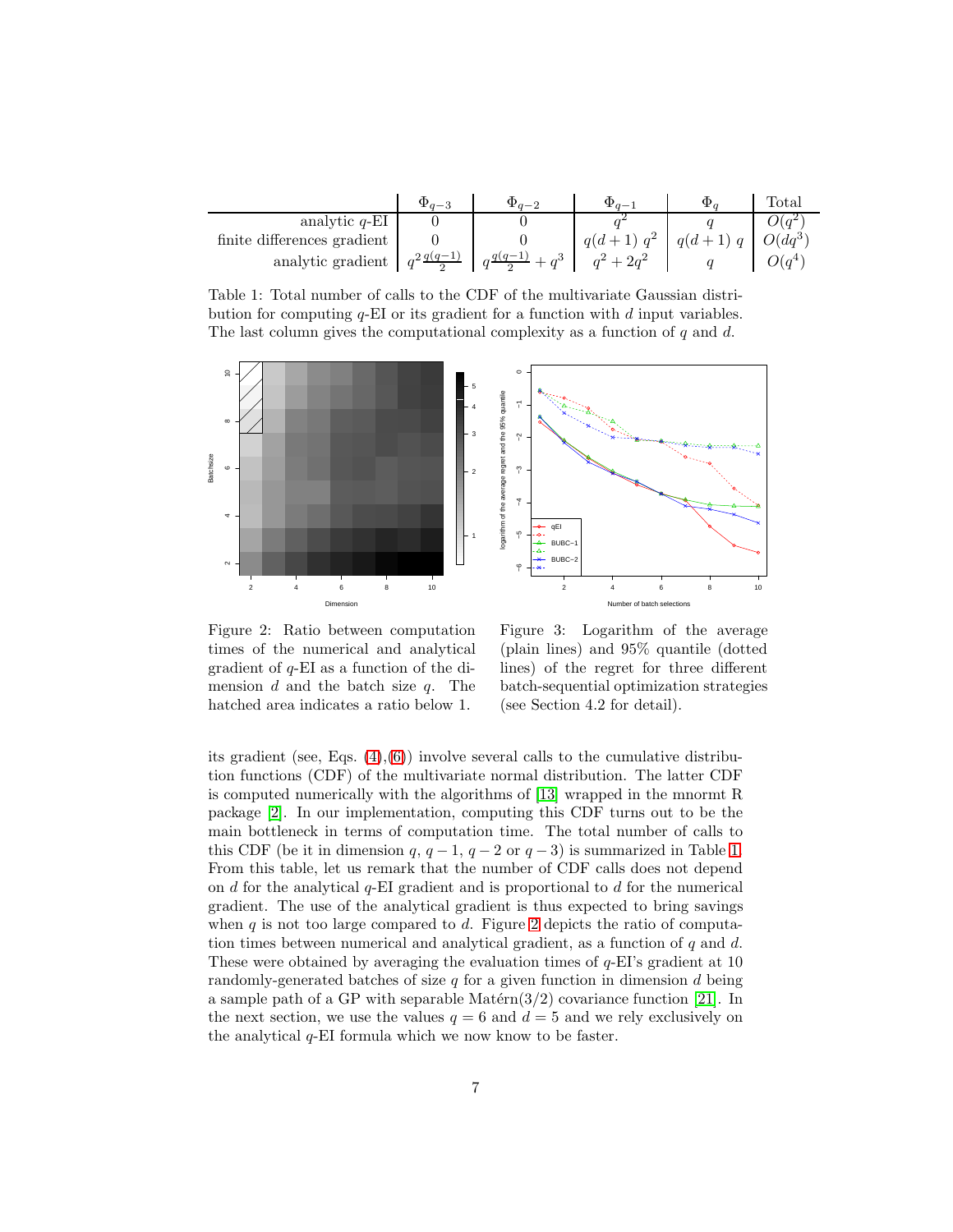|  | $\Phi_{q-3}$ | $\Phi_{q-2}$ | $\Phi_{q-1}$ | $\Phi_q$ | Total |
|---|---|---|---|---|---|
| analytic $q$-EI | 0 | 0 | $q^2$ | $q$ | $O(q^2)$ |
| finite differences gradient | 0 | 0 | $q(d+1)\ q^2$ | $q(d+1)\ q$ | $O(dq^3)$ |
| analytic gradient | $q^2\frac{q(q-1)}{2}$ | $q\frac{q(q-1)}{2}+q^3$ | $q^2+2q^2$ | $q$ | $O(q^4)$ |

Table 1: Total number of calls to the CDF of the multivariate Gaussian distribution for computing $q$-EI or its gradient for a function with $d$ input variables. The last column gives the computational complexity as a function of $q$ and $d$.

Figure 2: Ratio between computation times of the numerical and analytical gradient of $q$-EI as a function of the dimension $d$ and the batch size $q$. The hatched area indicates a ratio below 1.

Figure 3: Logarithm of the average (plain lines) and 95% quantile (dotted lines) of the regret for three different batch-sequential optimization strategies (see Section 4.2 for detail).

its gradient (see, Eqs. (4),(6)) involve several calls to the cumulative distribution functions (CDF) of the multivariate normal distribution. The latter CDF is computed numerically with the algorithms of [13] wrapped in the mnormt R package [2]. In our implementation, computing this CDF turns out to be the main bottleneck in terms of computation time. The total number of calls to this CDF (be it in dimension $q$, $q-1$, $q-2$ or $q-3$) is summarized in Table 1. From this table, let us remark that the number of CDF calls does not depend on $d$ for the analytical $q$-EI gradient and is proportional to $d$ for the numerical gradient. The use of the analytical gradient is thus expected to bring savings when $q$ is not too large compared to $d$. Figure 2 depicts the ratio of computation times between numerical and analytical gradient, as a function of $q$ and $d$. These were obtained by averaging the evaluation times of $q$-EI's gradient at 10 randomly-generated batches of size $q$ for a given function in dimension $d$ being a sample path of a GP with separable Matérn(3/2) covariance function [21]. In the next section, we use the values $q = 6$ and $d = 5$ and we rely exclusively on the analytical $q$-EI formula which we now know to be faster.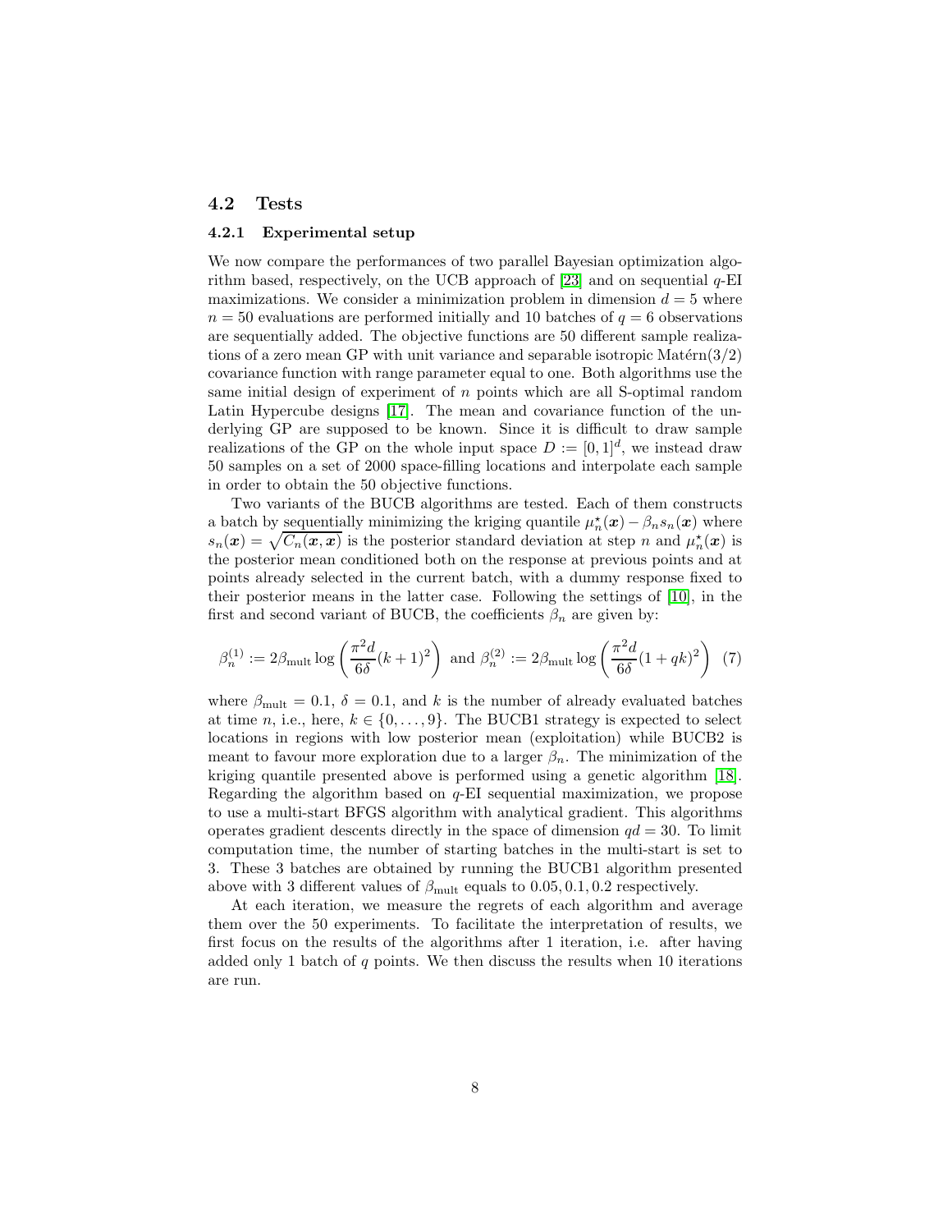## 4.2 Tests

### 4.2.1 Experimental setup

We now compare the performances of two parallel Bayesian optimization algorithm based, respectively, on the UCB approach of [23] and on sequential $q$-EI maximizations. We consider a minimization problem in dimension $d = 5$ where $n = 50$ evaluations are performed initially and 10 batches of $q = 6$ observations are sequentially added. The objective functions are 50 different sample realizations of a zero mean GP with unit variance and separable isotropic Matérn(3/2) covariance function with range parameter equal to one. Both algorithms use the same initial design of experiment of $n$ points which are all S-optimal random Latin Hypercube designs [17]. The mean and covariance function of the underlying GP are supposed to be known. Since it is difficult to draw sample realizations of the GP on the whole input space $D := [0, 1]^d$, we instead draw 50 samples on a set of 2000 space-filling locations and interpolate each sample in order to obtain the 50 objective functions.

Two variants of the BUCB algorithms are tested. Each of them constructs a batch by sequentially minimizing the kriging quantile $\mu_n^\star(\boldsymbol{x}) - \beta_n s_n(\boldsymbol{x})$ where $s_n(\boldsymbol{x}) = \sqrt{C_n(\boldsymbol{x}, \boldsymbol{x})}$ is the posterior standard deviation at step $n$ and $\mu_n^\star(\boldsymbol{x})$ is the posterior mean conditioned both on the response at previous points and at points already selected in the current batch, with a dummy response fixed to their posterior means in the latter case. Following the settings of [10], in the first and second variant of BUCB, the coefficients $\beta_n$ are given by:

$$\beta_n^{(1)} := 2\beta_{\text{mult}} \log\left(\frac{\pi^2 d}{6\delta}(k+1)^2\right) \text{ and } \beta_n^{(2)} := 2\beta_{\text{mult}} \log\left(\frac{\pi^2 d}{6\delta}(1+qk)^2\right) \quad (7)$$

where $\beta_{\text{mult}} = 0.1$, $\delta = 0.1$, and $k$ is the number of already evaluated batches at time $n$, i.e., here, $k \in \{0, \ldots, 9\}$. The BUCB1 strategy is expected to select locations in regions with low posterior mean (exploitation) while BUCB2 is meant to favour more exploration due to a larger $\beta_n$. The minimization of the kriging quantile presented above is performed using a genetic algorithm [18]. Regarding the algorithm based on $q$-EI sequential maximization, we propose to use a multi-start BFGS algorithm with analytical gradient. This algorithms operates gradient descents directly in the space of dimension $qd = 30$. To limit computation time, the number of starting batches in the multi-start is set to 3. These 3 batches are obtained by running the BUCB1 algorithm presented above with 3 different values of $\beta_{\text{mult}}$ equals to $0.05, 0.1, 0.2$ respectively.

At each iteration, we measure the regrets of each algorithm and average them over the 50 experiments. To facilitate the interpretation of results, we first focus on the results of the algorithms after 1 iteration, i.e. after having added only 1 batch of $q$ points. We then discuss the results when 10 iterations are run.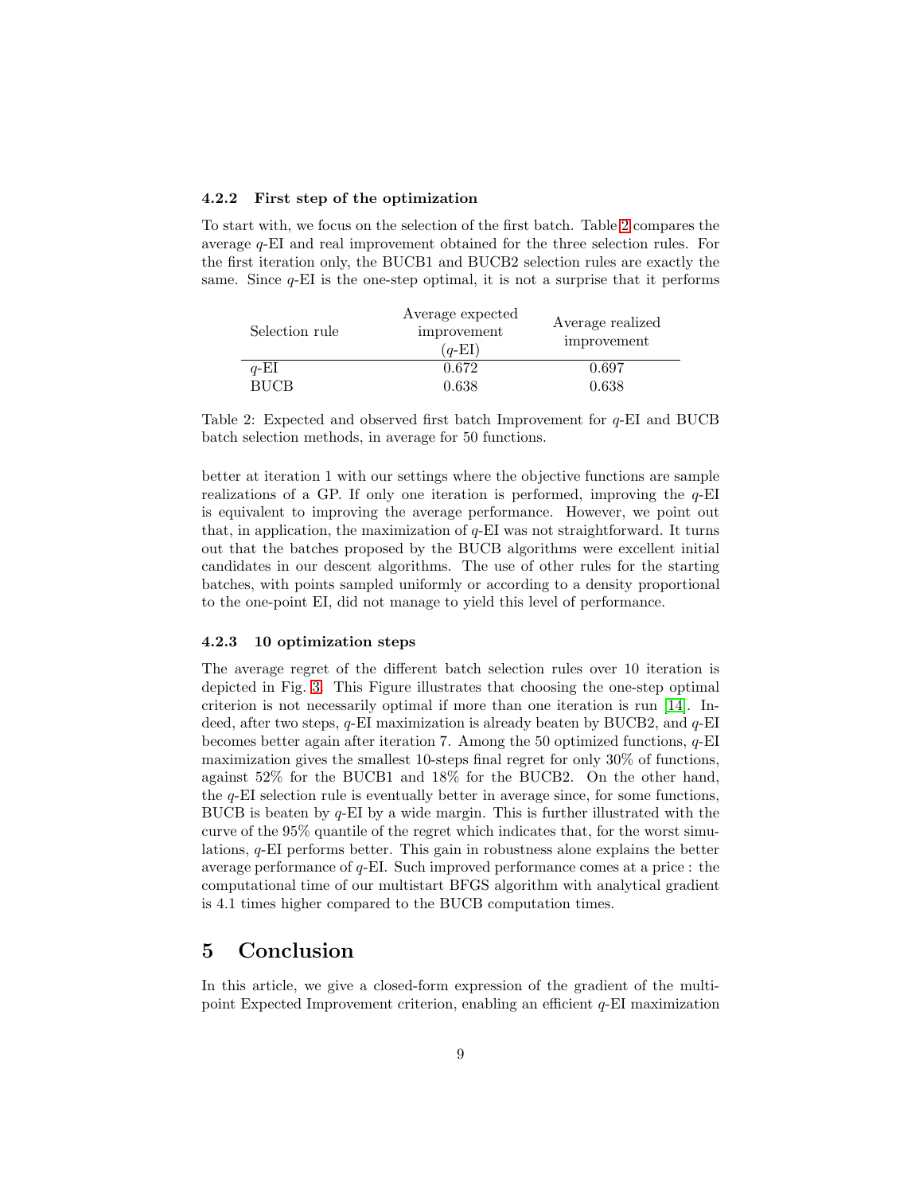#### 4.2.2 First step of the optimization

To start with, we focus on the selection of the first batch. Table 2 compares the average $q$-EI and real improvement obtained for the three selection rules. For the first iteration only, the BUCB1 and BUCB2 selection rules are exactly the same. Since $q$-EI is the one-step optimal, it is not a surprise that it performs better at iteration 1 with our settings where the objective functions are sample realizations of a GP. If only one iteration is performed, improving the $q$-EI is equivalent to improving the average performance. However, we point out that, in application, the maximization of $q$-EI was not straightforward. It turns out that the batches proposed by the BUCB algorithms were excellent initial candidates in our descent algorithms. The use of other rules for the starting batches, with points sampled uniformly or according to a density proportional to the one-point EI, did not manage to yield this level of performance.

| Selection rule | Average expected improvement ($q$-EI) | Average realized improvement |
|---|---|---|
| $q$-EI | 0.672 | 0.697 |
| BUCB | 0.638 | 0.638 |

Table 2: Expected and observed first batch Improvement for $q$-EI and BUCB batch selection methods, in average for 50 functions.

#### 4.2.3 10 optimization steps

The average regret of the different batch selection rules over 10 iteration is depicted in Fig. 3. This Figure illustrates that choosing the one-step optimal criterion is not necessarily optimal if more than one iteration is run [14]. Indeed, after two steps, $q$-EI maximization is already beaten by BUCB2, and $q$-EI becomes better again after iteration 7. Among the 50 optimized functions, $q$-EI maximization gives the smallest 10-steps final regret for only 30% of functions, against 52% for the BUCB1 and 18% for the BUCB2. On the other hand, the $q$-EI selection rule is eventually better in average since, for some functions, BUCB is beaten by $q$-EI by a wide margin. This is further illustrated with the curve of the 95% quantile of the regret which indicates that, for the worst simulations, $q$-EI performs better. This gain in robustness alone explains the better average performance of $q$-EI. Such improved performance comes at a price : the computational time of our multistart BFGS algorithm with analytical gradient is 4.1 times higher compared to the BUCB computation times.

# 5 Conclusion

In this article, we give a closed-form expression of the gradient of the multipoint Expected Improvement criterion, enabling an efficient $q$-EI maximization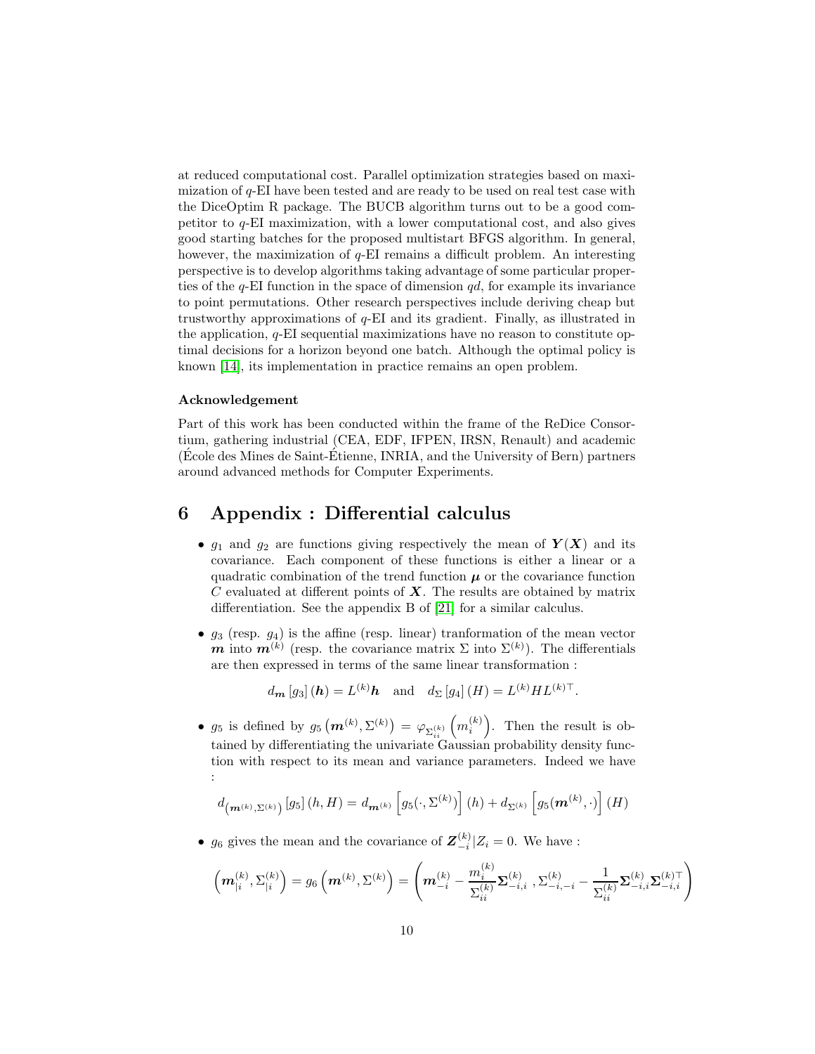at reduced computational cost. Parallel optimization strategies based on maximization of $q$-EI have been tested and are ready to be used on real test case with the DiceOptim R package. The BUCB algorithm turns out to be a good competitor to $q$-EI maximization, with a lower computational cost, and also gives good starting batches for the proposed multistart BFGS algorithm. In general, however, the maximization of $q$-EI remains a difficult problem. An interesting perspective is to develop algorithms taking advantage of some particular properties of the $q$-EI function in the space of dimension $qd$, for example its invariance to point permutations. Other research perspectives include deriving cheap but trustworthy approximations of $q$-EI and its gradient. Finally, as illustrated in the application, $q$-EI sequential maximizations have no reason to constitute optimal decisions for a horizon beyond one batch. Although the optimal policy is known [14], its implementation in practice remains an open problem.

### Acknowledgement

Part of this work has been conducted within the frame of the ReDice Consortium, gathering industrial (CEA, EDF, IFPEN, IRSN, Renault) and academic (École des Mines de Saint-Étienne, INRIA, and the University of Bern) partners around advanced methods for Computer Experiments.

# 6 Appendix : Differential calculus

- $g_1$ and $g_2$ are functions giving respectively the mean of $\boldsymbol{Y}(\boldsymbol{X})$ and its covariance. Each component of these functions is either a linear or a quadratic combination of the trend function $\boldsymbol{\mu}$ or the covariance function $C$ evaluated at different points of $\boldsymbol{X}$. The results are obtained by matrix differentiation. See the appendix B of [21] for a similar calculus.

- $g_3$ (resp. $g_4$) is the affine (resp. linear) tranformation of the mean vector $\boldsymbol{m}$ into $\boldsymbol{m}^{(k)}$ (resp. the covariance matrix $\Sigma$ into $\Sigma^{(k)}$). The differentials are then expressed in terms of the same linear transformation :

$$d_{\boldsymbol{m}}\left[g_3\right](\boldsymbol{h}) = L^{(k)}\boldsymbol{h} \quad \text{and} \quad d_{\Sigma}\left[g_4\right](H) = L^{(k)}HL^{(k)\top}.$$

- $g_5$ is defined by $g_5\left(\boldsymbol{m}^{(k)}, \Sigma^{(k)}\right) = \varphi_{\Sigma_{ii}^{(k)}}\left(m_i^{(k)}\right)$. Then the result is obtained by differentiating the univariate Gaussian probability density function with respect to its mean and variance parameters. Indeed we have :

$$d_{\left(\boldsymbol{m}^{(k)}, \Sigma^{(k)}\right)}\left[g_5\right](h, H) = d_{\boldsymbol{m}^{(k)}}\left[g_5(\cdot, \Sigma^{(k)})\right](h) + d_{\Sigma^{(k)}}\left[g_5(\boldsymbol{m}^{(k)}, \cdot)\right](H)$$

- $g_6$ gives the mean and the covariance of $\boldsymbol{Z}_{-i}^{(k)}|Z_i = 0$. We have :

$$\left(\boldsymbol{m}_{|i}^{(k)}, \Sigma_{|i}^{(k)}\right) = g_6\left(\boldsymbol{m}^{(k)}, \Sigma^{(k)}\right) = \left(\boldsymbol{m}_{-i}^{(k)} - \frac{m_i^{(k)}}{\Sigma_{ii}^{(k)}}\boldsymbol{\Sigma}_{-i,i}^{(k)}\,, \Sigma_{-i,-i}^{(k)} - \frac{1}{\Sigma_{ii}^{(k)}}\boldsymbol{\Sigma}_{-i,i}^{(k)}\boldsymbol{\Sigma}_{-i,i}^{(k)\top}\right)$$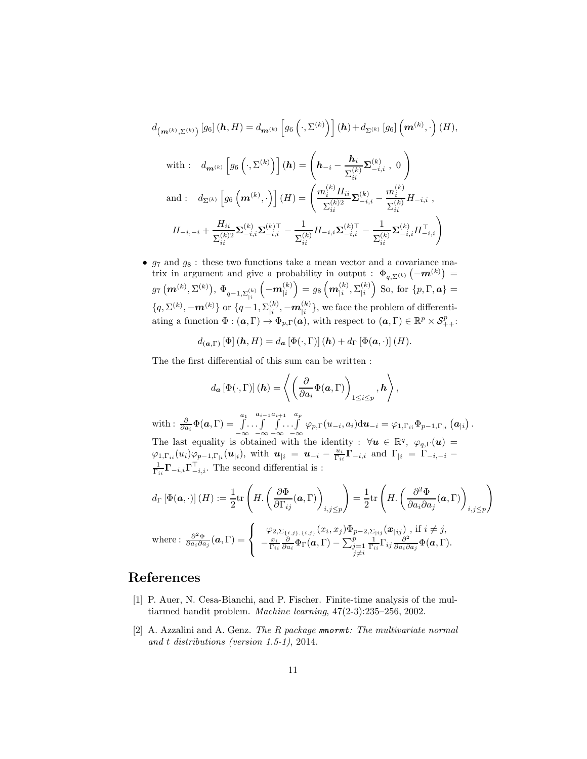$$d_{\left(\boldsymbol{m}^{(k)},\Sigma^{(k)}\right)}\left[g_6\right](\boldsymbol{h},H) = d_{\boldsymbol{m}^{(k)}}\left[g_6\left(\cdot,\Sigma^{(k)}\right)\right](\boldsymbol{h}) + d_{\Sigma^{(k)}}\left[g_6\right]\left(\boldsymbol{m}^{(k)},\cdot\right)(H),$$

$$\text{with :}\quad d_{\boldsymbol{m}^{(k)}}\left[g_6\left(\cdot,\Sigma^{(k)}\right)\right](\boldsymbol{h}) = \left(\boldsymbol{h}_{-i} - \frac{\boldsymbol{h}_i}{\Sigma_{ii}^{(k)}}\boldsymbol{\Sigma}_{-i,i}^{(k)}\ ,\ 0\right)$$

$$\text{and :}\quad d_{\Sigma^{(k)}}\left[g_6\left(\boldsymbol{m}^{(k)},\cdot\right)\right](H) = \left(\frac{m_i^{(k)}H_{ii}}{\Sigma_{ii}^{(k)2}}\boldsymbol{\Sigma}_{-i,i}^{(k)} - \frac{m_i^{(k)}}{\Sigma_{ii}^{(k)}}H_{-i,i}\ ,\right.$$

$$\left. H_{-i,-i} + \frac{H_{ii}}{\Sigma_{ii}^{(k)2}}\boldsymbol{\Sigma}_{-i,i}^{(k)}\boldsymbol{\Sigma}_{-i,i}^{(k)\top} - \frac{1}{\Sigma_{ii}^{(k)}}H_{-i,i}\boldsymbol{\Sigma}_{-i,i}^{(k)\top} - \frac{1}{\Sigma_{ii}^{(k)}}\boldsymbol{\Sigma}_{-i,i}^{(k)}H_{-i,i}^{\top}\right)$$

- $g_7$ and $g_8$ : these two functions take a mean vector and a covariance matrix in argument and give a probability in output : $\Phi_{q,\Sigma^{(k)}}\left(-\boldsymbol{m}^{(k)}\right) = g_7\left(\boldsymbol{m}^{(k)},\Sigma^{(k)}\right)$, $\Phi_{q-1,\Sigma_{|i}^{(k)}}\left(-\boldsymbol{m}_{|i}^{(k)}\right) = g_8\left(\boldsymbol{m}_{|i}^{(k)},\Sigma_{|i}^{(k)}\right)$ So, for $\{p,\Gamma,\boldsymbol{a}\} = \{q,\Sigma^{(k)},-\boldsymbol{m}^{(k)}\}$ or $\{q-1,\Sigma_{|i}^{(k)},-\boldsymbol{m}_{|i}^{(k)}\}$, we face the problem of differentiating a function $\Phi : (\boldsymbol{a},\Gamma) \to \Phi_{p,\Gamma}(\boldsymbol{a})$, with respect to $(\boldsymbol{a},\Gamma) \in \mathbb{R}^p \times \mathcal{S}_{++}^p$:

$$d_{(\boldsymbol{a},\Gamma)}\left[\Phi\right](\boldsymbol{h},H) = d_{\boldsymbol{a}}\left[\Phi(\cdot,\Gamma)\right](\boldsymbol{h}) + d_{\Gamma}\left[\Phi(\boldsymbol{a},\cdot)\right](H).$$

The the first differential of this sum can be written :

$$d_{\boldsymbol{a}}\left[\Phi(\cdot,\Gamma)\right](\boldsymbol{h}) = \left\langle \left(\frac{\partial}{\partial a_i}\Phi(\boldsymbol{a},\Gamma)\right)_{1\le i\le p},\boldsymbol{h}\right\rangle,$$

with : $\frac{\partial}{\partial a_i}\Phi(\boldsymbol{a},\Gamma) = \int_{-\infty}^{a_1}\dots\int_{-\infty}^{a_{i-1}}\int_{-\infty}^{a_{i+1}}\dots\int_{-\infty}^{a_p}\varphi_{p,\Gamma}(u_{-i},a_i)\mathrm{d}\boldsymbol{u}_{-i} = \varphi_{1,\Gamma_{ii}}\Phi_{p-1,\Gamma_{|i}}\left(\boldsymbol{a}_{|i}\right).$

The last equality is obtained with the identity : $\forall \boldsymbol{u} \in \mathbb{R}^q,\ \varphi_{q,\Gamma}(\boldsymbol{u}) = \varphi_{1,\Gamma_{ii}}(u_i)\varphi_{p-1,\Gamma_{|i}}(\boldsymbol{u}_{|i})$, with $\boldsymbol{u}_{|i} = \boldsymbol{u}_{-i} - \frac{u_i}{\Gamma_{ii}}\boldsymbol{\Gamma}_{-i,i}$ and $\Gamma_{|i} = \Gamma_{-i,-i} - \frac{1}{\Gamma_{ii}}\boldsymbol{\Gamma}_{-i,i}\boldsymbol{\Gamma}_{-i,i}^{\top}$. The second differential is :

$$d_{\Gamma}\left[\Phi(\boldsymbol{a},\cdot)\right](H) := \frac{1}{2}\mathrm{tr}\left(H.\left(\frac{\partial\Phi}{\partial\Gamma_{ij}}(\boldsymbol{a},\Gamma)\right)_{i,j\le p}\right) = \frac{1}{2}\mathrm{tr}\left(H.\left(\frac{\partial^2\Phi}{\partial a_i\partial a_j}(\boldsymbol{a},\Gamma)\right)_{i,j\le p}\right)$$

$$\text{where :}\ \frac{\partial^2\Phi}{\partial a_i\partial a_j}(\boldsymbol{a},\Gamma) = \left\{\begin{array}{l}\varphi_{2,\Sigma_{\{i,j\},\{i,j\}}}(x_i,x_j)\Phi_{p-2,\Sigma_{|ij}}(\boldsymbol{x}_{|ij})\ ,\ \text{if } i\neq j,\\ -\frac{x_i}{\Gamma_{ii}}\frac{\partial}{\partial a_i}\Phi_{\Gamma}(\boldsymbol{a},\Gamma) - \sum_{\substack{j=1\\ j\neq i}}^{p}\frac{1}{\Gamma_{ii}}\Gamma_{ij}\frac{\partial^2}{\partial a_i\partial a_j}\Phi(\boldsymbol{a},\Gamma).\end{array}\right.$$

## References

[1] P. Auer, N. Cesa-Bianchi, and P. Fischer. Finite-time analysis of the multiarmed bandit problem. *Machine learning*, 47(2-3):235–256, 2002.

[2] A. Azzalini and A. Genz. *The R package* `mnormt`*: The multivariate normal and t distributions (version 1.5-1)*, 2014.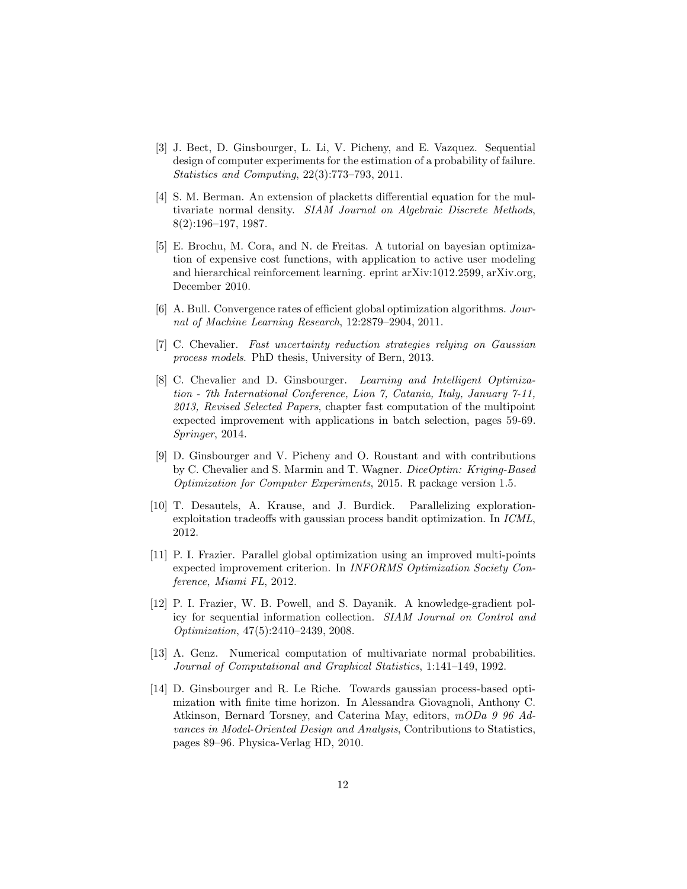[3] J. Bect, D. Ginsbourger, L. Li, V. Picheny, and E. Vazquez. Sequential design of computer experiments for the estimation of a probability of failure. *Statistics and Computing*, 22(3):773–793, 2011.

[4] S. M. Berman. An extension of placketts differential equation for the multivariate normal density. *SIAM Journal on Algebraic Discrete Methods*, 8(2):196–197, 1987.

[5] E. Brochu, M. Cora, and N. de Freitas. A tutorial on bayesian optimization of expensive cost functions, with application to active user modeling and hierarchical reinforcement learning. eprint arXiv:1012.2599, arXiv.org, December 2010.

[6] A. Bull. Convergence rates of efficient global optimization algorithms. *Journal of Machine Learning Research*, 12:2879–2904, 2011.

[7] C. Chevalier. *Fast uncertainty reduction strategies relying on Gaussian process models*. PhD thesis, University of Bern, 2013.

[8] C. Chevalier and D. Ginsbourger. *Learning and Intelligent Optimization - 7th International Conference, Lion 7, Catania, Italy, January 7-11, 2013, Revised Selected Papers*, chapter fast computation of the multipoint expected improvement with applications in batch selection, pages 59-69. *Springer*, 2014.

[9] D. Ginsbourger and V. Picheny and O. Roustant and with contributions by C. Chevalier and S. Marmin and T. Wagner. *DiceOptim: Kriging-Based Optimization for Computer Experiments*, 2015. R package version 1.5.

[10] T. Desautels, A. Krause, and J. Burdick. Parallelizing exploration-exploitation tradeoffs with gaussian process bandit optimization. In *ICML*, 2012.

[11] P. I. Frazier. Parallel global optimization using an improved multi-points expected improvement criterion. In *INFORMS Optimization Society Conference, Miami FL*, 2012.

[12] P. I. Frazier, W. B. Powell, and S. Dayanik. A knowledge-gradient policy for sequential information collection. *SIAM Journal on Control and Optimization*, 47(5):2410–2439, 2008.

[13] A. Genz. Numerical computation of multivariate normal probabilities. *Journal of Computational and Graphical Statistics*, 1:141–149, 1992.

[14] D. Ginsbourger and R. Le Riche. Towards gaussian process-based optimization with finite time horizon. In Alessandra Giovagnoli, Anthony C. Atkinson, Bernard Torsney, and Caterina May, editors, *mODa 9 96 Advances in Model-Oriented Design and Analysis*, Contributions to Statistics, pages 89–96. Physica-Verlag HD, 2010.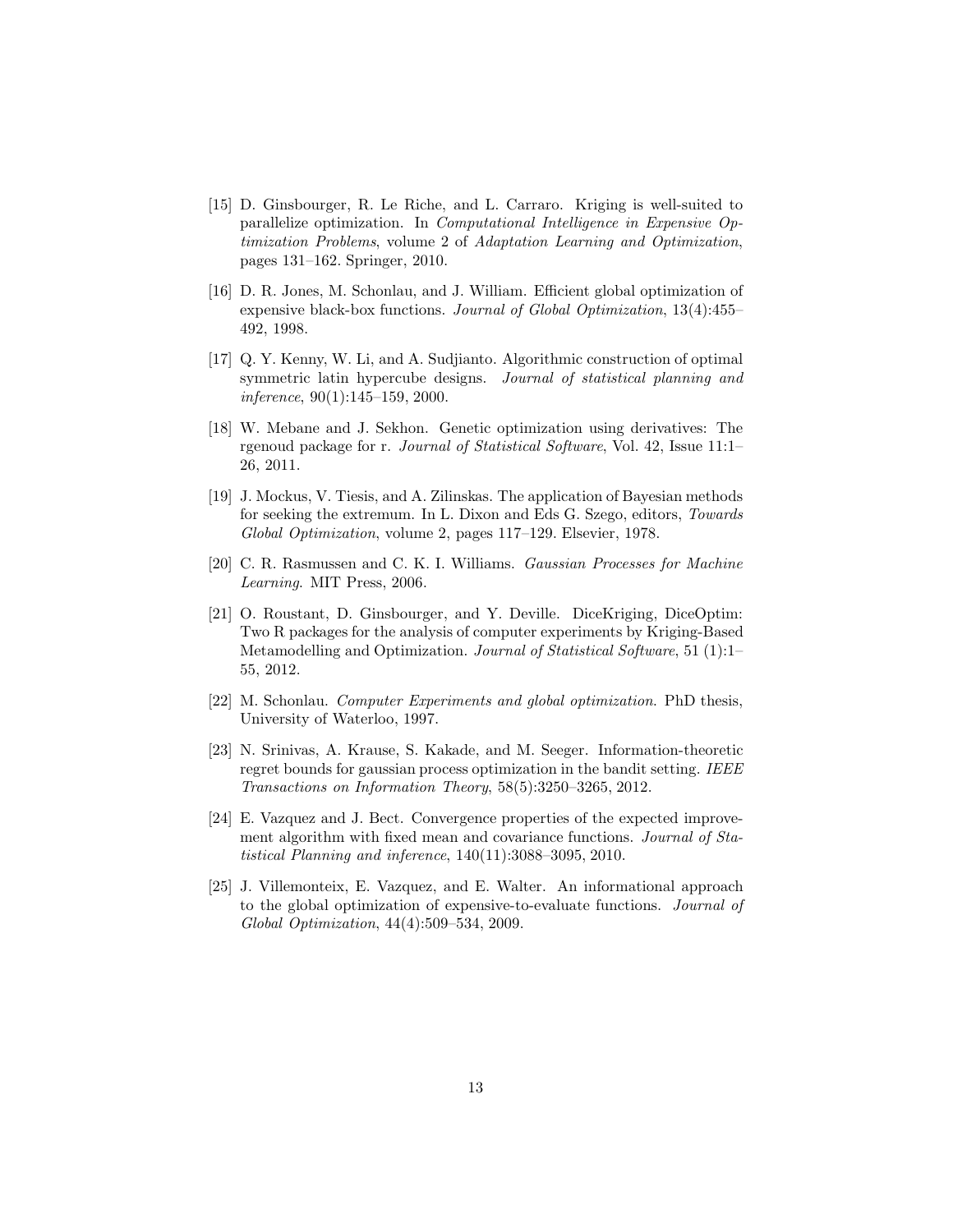[15] D. Ginsbourger, R. Le Riche, and L. Carraro. Kriging is well-suited to parallelize optimization. In *Computational Intelligence in Expensive Optimization Problems*, volume 2 of *Adaptation Learning and Optimization*, pages 131–162. Springer, 2010.

[16] D. R. Jones, M. Schonlau, and J. William. Efficient global optimization of expensive black-box functions. *Journal of Global Optimization*, 13(4):455–492, 1998.

[17] Q. Y. Kenny, W. Li, and A. Sudjianto. Algorithmic construction of optimal symmetric latin hypercube designs. *Journal of statistical planning and inference*, 90(1):145–159, 2000.

[18] W. Mebane and J. Sekhon. Genetic optimization using derivatives: The rgenoud package for r. *Journal of Statistical Software*, Vol. 42, Issue 11:1–26, 2011.

[19] J. Mockus, V. Tiesis, and A. Zilinskas. The application of Bayesian methods for seeking the extremum. In L. Dixon and Eds G. Szego, editors, *Towards Global Optimization*, volume 2, pages 117–129. Elsevier, 1978.

[20] C. R. Rasmussen and C. K. I. Williams. *Gaussian Processes for Machine Learning*. MIT Press, 2006.

[21] O. Roustant, D. Ginsbourger, and Y. Deville. DiceKriging, DiceOptim: Two R packages for the analysis of computer experiments by Kriging-Based Metamodelling and Optimization. *Journal of Statistical Software*, 51 (1):1–55, 2012.

[22] M. Schonlau. *Computer Experiments and global optimization*. PhD thesis, University of Waterloo, 1997.

[23] N. Srinivas, A. Krause, S. Kakade, and M. Seeger. Information-theoretic regret bounds for gaussian process optimization in the bandit setting. *IEEE Transactions on Information Theory*, 58(5):3250–3265, 2012.

[24] E. Vazquez and J. Bect. Convergence properties of the expected improvement algorithm with fixed mean and covariance functions. *Journal of Statistical Planning and inference*, 140(11):3088–3095, 2010.

[25] J. Villemonteix, E. Vazquez, and E. Walter. An informational approach to the global optimization of expensive-to-evaluate functions. *Journal of Global Optimization*, 44(4):509–534, 2009.